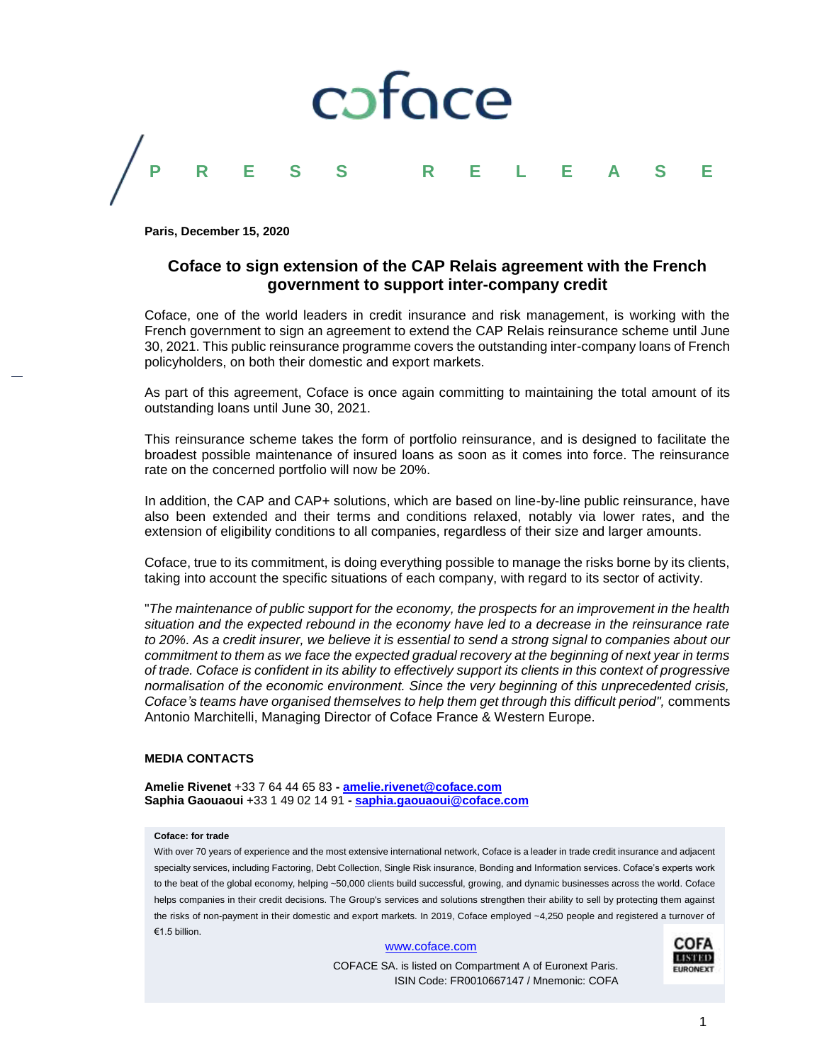coface

PRESS RELEASE

**Paris, December 15, 2020**

# Coface to sign extension of the CAP Relais agreement with the French government to support inter-company credit

Coface, one of the world leaders in credit insurance and risk management, is working with the French government to sign an agreement to extend the CAP Relais reinsurance scheme until June 30, 2021. This public reinsurance programme covers the outstanding inter-company loans of French policyholders, on both their domestic and export markets.

As part of this agreement, Coface is once again committing to maintaining the total amount of its outstanding loans until June 30, 2021.

This reinsurance scheme takes the form of portfolio reinsurance, and is designed to facilitate the broadest possible maintenance of insured loans as soon as it comes into force. The reinsurance rate on the concerned portfolio will now be 20%.

In addition, the CAP and CAP+ solutions, which are based on line-by-line public reinsurance, have also been extended and their terms and conditions relaxed, notably via lower rates, and the extension of eligibility conditions to all companies, regardless of their size and larger amounts.

Coface, true to its commitment, is doing everything possible to manage the risks borne by its clients, taking into account the specific situations of each company, with regard to its sector of activity.

"*The maintenance of public support for the economy, the prospects for an improvement in the health situation and the expected rebound in the economy have led to a decrease in the reinsurance rate to 20%. As a credit insurer, we believe it is essential to send a strong signal to companies about our commitment to them as we face the expected gradual recovery at the beginning of next year in terms of trade. Coface is confident in its ability to effectively support its clients in this context of progressive normalisation of the economic environment. Since the very beginning of this unprecedented crisis, Coface's teams have organised themselves to help them get through this difficult period",* comments Antonio Marchitelli, Managing Director of Coface France & Western Europe.

**MEDIA CONTACTS**

**Amelie Rivenet** +33 7 64 44 65 83 **-** **amelie.rivenet@coface.com**
**Saphia Gaouaoui** +33 1 49 02 14 91 **-** **saphia.gaouaoui@coface.com**

**Coface: for trade**

With over 70 years of experience and the most extensive international network, Coface is a leader in trade credit insurance and adjacent specialty services, including Factoring, Debt Collection, Single Risk insurance, Bonding and Information services. Coface's experts work to the beat of the global economy, helping ~50,000 clients build successful, growing, and dynamic businesses across the world. Coface helps companies in their credit decisions. The Group's services and solutions strengthen their ability to sell by protecting them against the risks of non-payment in their domestic and export markets. In 2019, Coface employed ~4,250 people and registered a turnover of €1.5 billion.

www.coface.com

COFACE SA. is listed on Compartment A of Euronext Paris.
ISIN Code: FR0010667147 / Mnemonic: COFA

COFA LISTED EURONEXT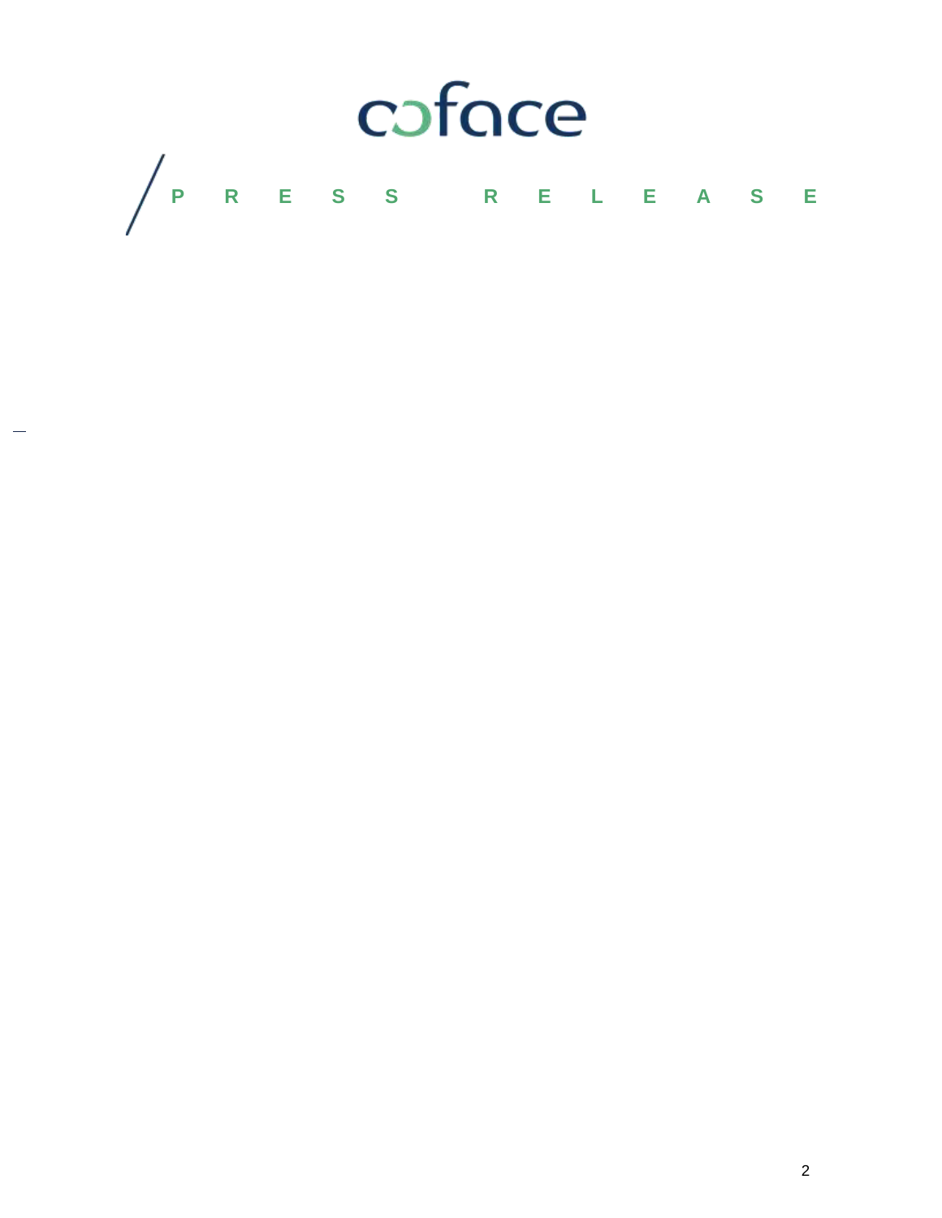coface

PRESS RELEASE